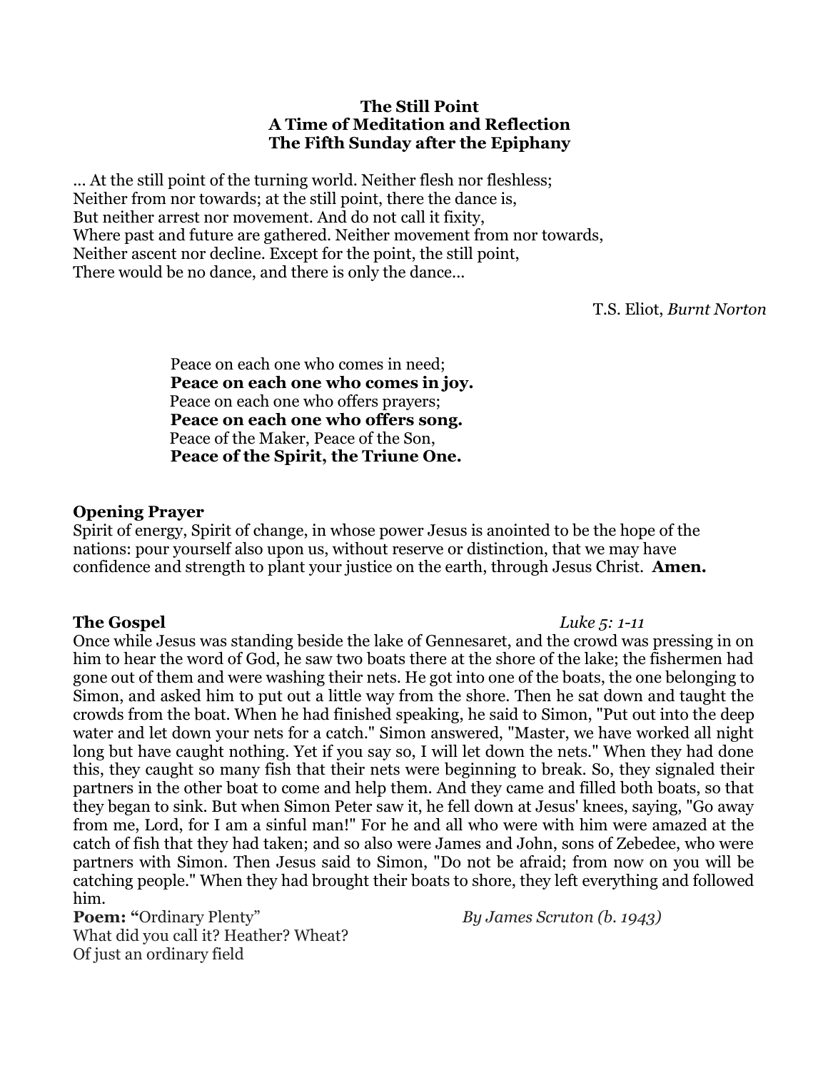**The Still Point**
**A Time of Meditation and Reflection**
**The Fifth Sunday after the Epiphany**

… At the still point of the turning world. Neither flesh nor fleshless;
Neither from nor towards; at the still point, there the dance is,
But neither arrest nor movement. And do not call it fixity,
Where past and future are gathered. Neither movement from nor towards,
Neither ascent nor decline. Except for the point, the still point,
There would be no dance, and there is only the dance…

T.S. Eliot, *Burnt Norton*

Peace on each one who comes in need;
**Peace on each one who comes in joy.**
Peace on each one who offers prayers;
**Peace on each one who offers song.**
Peace of the Maker, Peace of the Son,
**Peace of the Spirit, the Triune One.**

**Opening Prayer**

Spirit of energy, Spirit of change, in whose power Jesus is anointed to be the hope of the nations: pour yourself also upon us, without reserve or distinction, that we may have confidence and strength to plant your justice on the earth, through Jesus Christ. **Amen.**

**The Gospel** *Luke 5: 1-11*

Once while Jesus was standing beside the lake of Gennesaret, and the crowd was pressing in on him to hear the word of God, he saw two boats there at the shore of the lake; the fishermen had gone out of them and were washing their nets. He got into one of the boats, the one belonging to Simon, and asked him to put out a little way from the shore. Then he sat down and taught the crowds from the boat. When he had finished speaking, he said to Simon, "Put out into the deep water and let down your nets for a catch." Simon answered, "Master, we have worked all night long but have caught nothing. Yet if you say so, I will let down the nets." When they had done this, they caught so many fish that their nets were beginning to break. So, they signaled their partners in the other boat to come and help them. And they came and filled both boats, so that they began to sink. But when Simon Peter saw it, he fell down at Jesus' knees, saying, "Go away from me, Lord, for I am a sinful man!" For he and all who were with him were amazed at the catch of fish that they had taken; and so also were James and John, sons of Zebedee, who were partners with Simon. Then Jesus said to Simon, "Do not be afraid; from now on you will be catching people." When they had brought their boats to shore, they left everything and followed him.

**Poem: "**Ordinary Plenty" *By James Scruton (b. 1943)*

What did you call it? Heather? Wheat?
Of just an ordinary field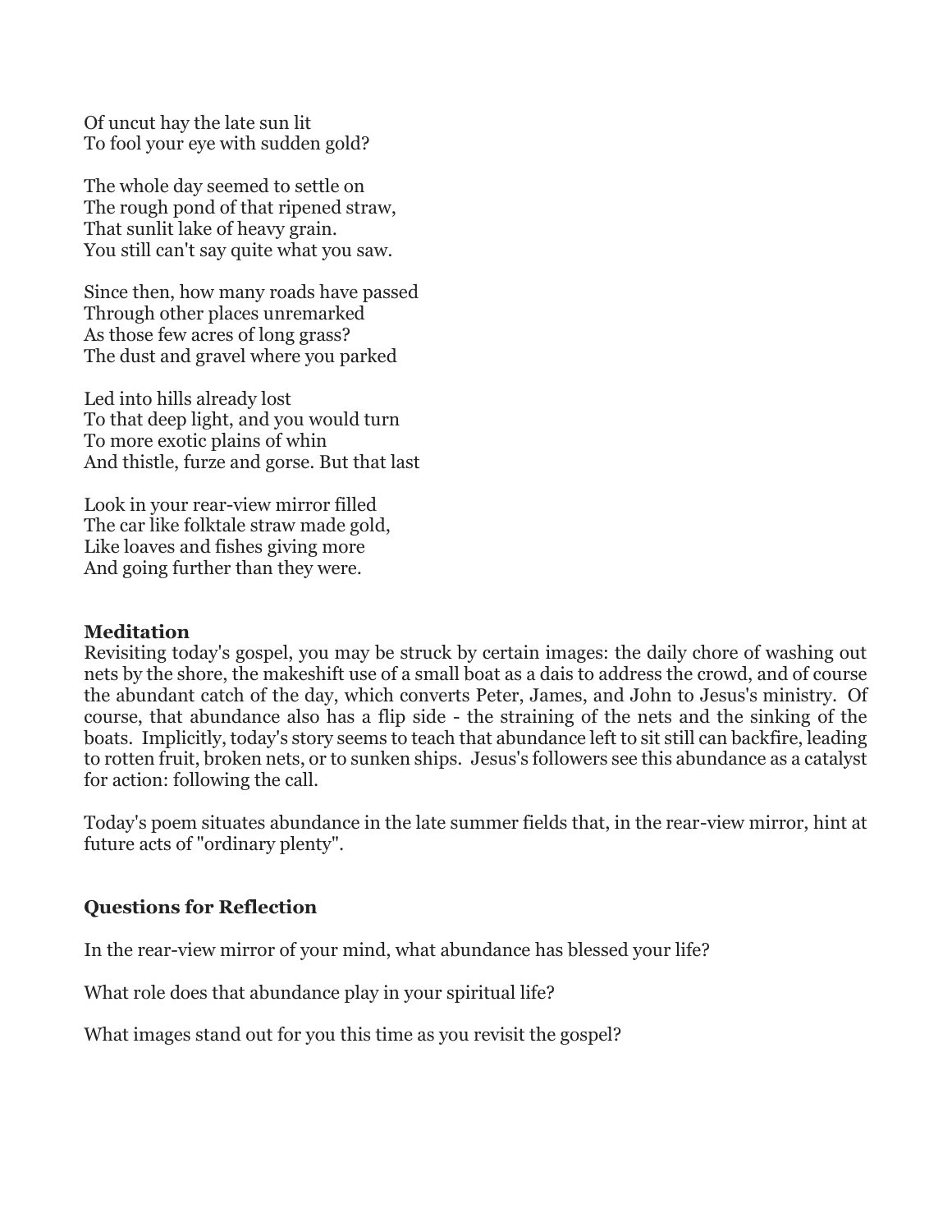Of uncut hay the late sun lit  
To fool your eye with sudden gold?

The whole day seemed to settle on  
The rough pond of that ripened straw,  
That sunlit lake of heavy grain.  
You still can't say quite what you saw.

Since then, how many roads have passed  
Through other places unremarked  
As those few acres of long grass?  
The dust and gravel where you parked

Led into hills already lost  
To that deep light, and you would turn  
To more exotic plains of whin  
And thistle, furze and gorse. But that last

Look in your rear-view mirror filled  
The car like folktale straw made gold,  
Like loaves and fishes giving more  
And going further than they were.

**Meditation**

Revisiting today's gospel, you may be struck by certain images: the daily chore of washing out nets by the shore, the makeshift use of a small boat as a dais to address the crowd, and of course the abundant catch of the day, which converts Peter, James, and John to Jesus's ministry. Of course, that abundance also has a flip side - the straining of the nets and the sinking of the boats. Implicitly, today's story seems to teach that abundance left to sit still can backfire, leading to rotten fruit, broken nets, or to sunken ships. Jesus's followers see this abundance as a catalyst for action: following the call.

Today's poem situates abundance in the late summer fields that, in the rear-view mirror, hint at future acts of "ordinary plenty".

**Questions for Reflection**

In the rear-view mirror of your mind, what abundance has blessed your life?

What role does that abundance play in your spiritual life?

What images stand out for you this time as you revisit the gospel?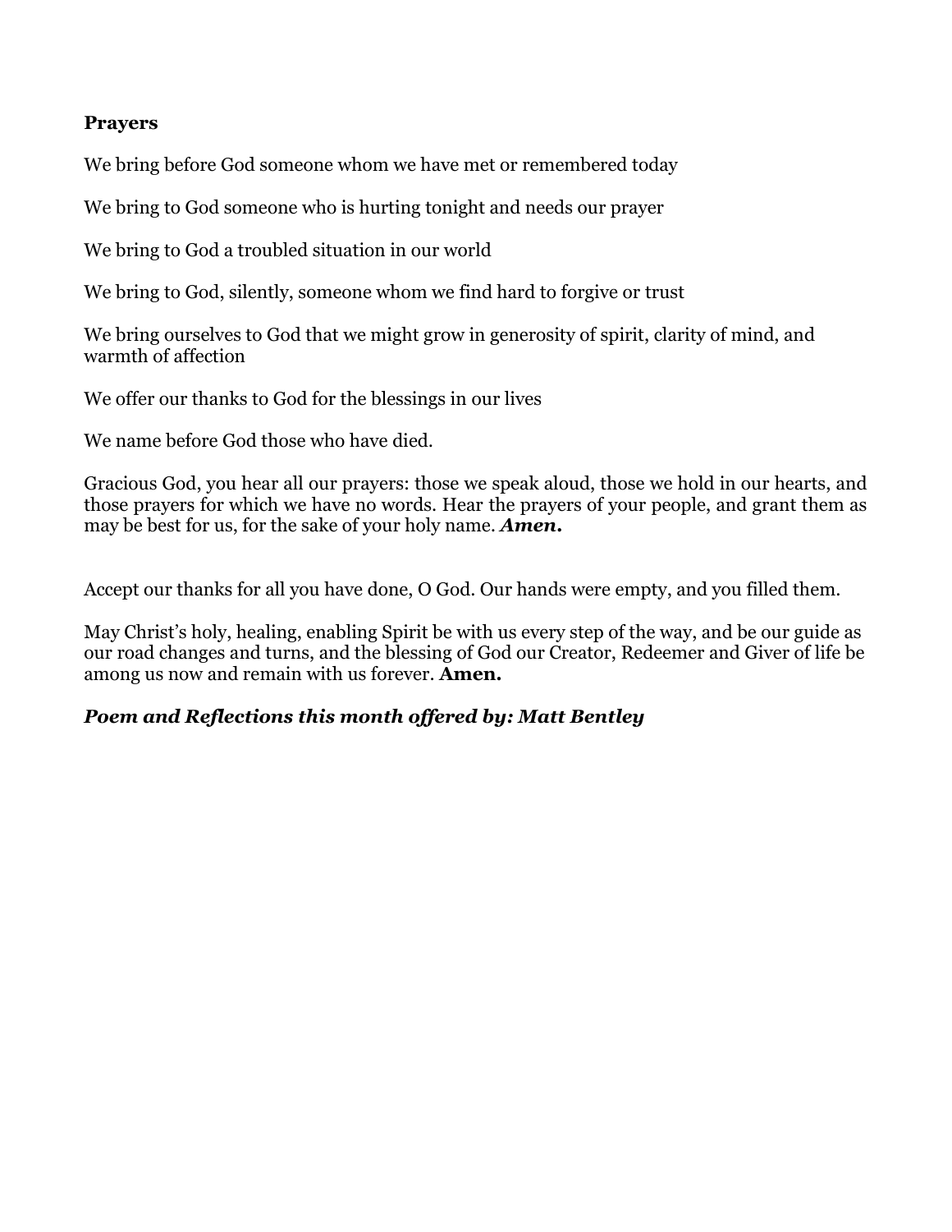**Prayers**

We bring before God someone whom we have met or remembered today

We bring to God someone who is hurting tonight and needs our prayer

We bring to God a troubled situation in our world

We bring to God, silently, someone whom we find hard to forgive or trust

We bring ourselves to God that we might grow in generosity of spirit, clarity of mind, and warmth of affection

We offer our thanks to God for the blessings in our lives

We name before God those who have died.

Gracious God, you hear all our prayers: those we speak aloud, those we hold in our hearts, and those prayers for which we have no words. Hear the prayers of your people, and grant them as may be best for us, for the sake of your holy name. ***Amen.***

Accept our thanks for all you have done, O God. Our hands were empty, and you filled them.

May Christ's holy, healing, enabling Spirit be with us every step of the way, and be our guide as our road changes and turns, and the blessing of God our Creator, Redeemer and Giver of life be among us now and remain with us forever. **Amen.**

***Poem and Reflections this month offered by: Matt Bentley***